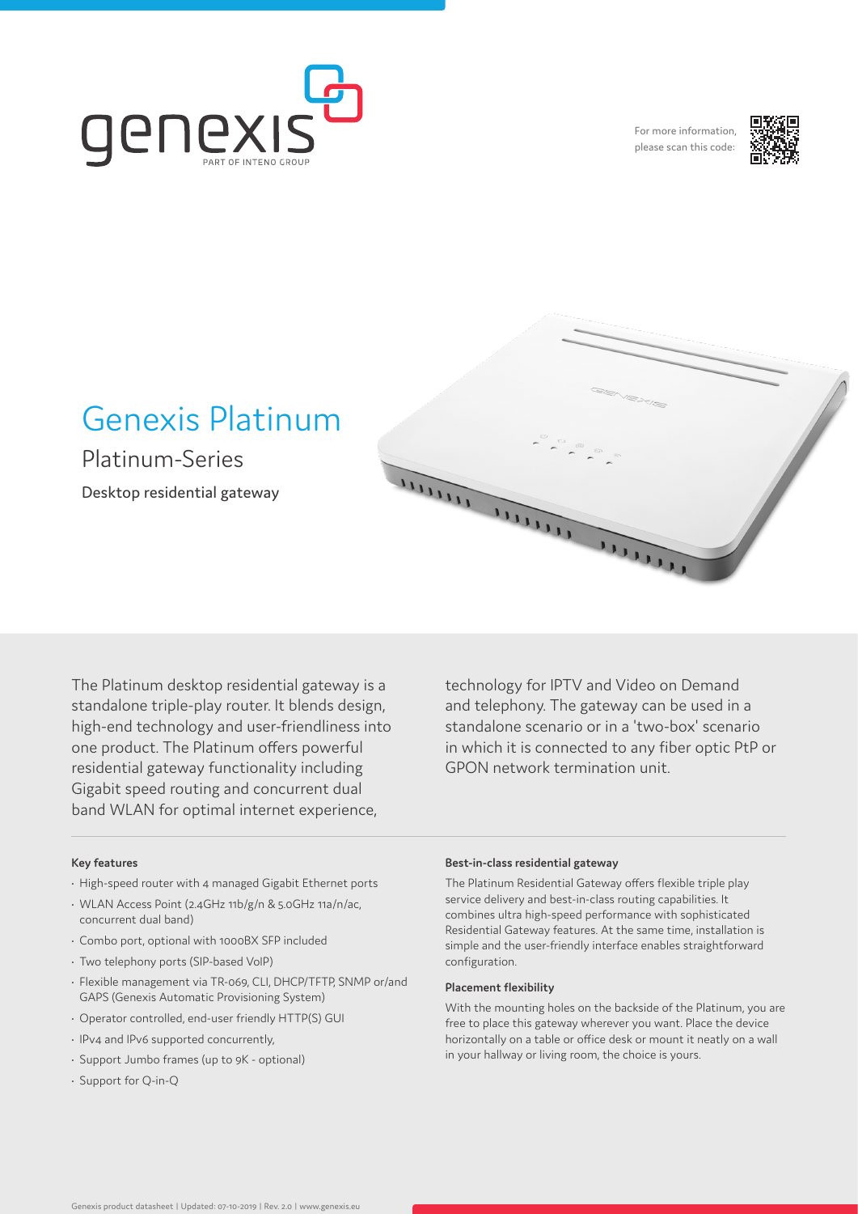genexis
PART OF INTENO GROUP

For more information, please scan this code:

# Genexis Platinum

## Platinum-Series

Desktop residential gateway

The Platinum desktop residential gateway is a standalone triple-play router. It blends design, high-end technology and user-friendliness into one product. The Platinum offers powerful residential gateway functionality including Gigabit speed routing and concurrent dual band WLAN for optimal internet experience, technology for IPTV and Video on Demand and telephony. The gateway can be used in a standalone scenario or in a 'two-box' scenario in which it is connected to any fiber optic PtP or GPON network termination unit.

### Key features

- High-speed router with 4 managed Gigabit Ethernet ports
- WLAN Access Point (2.4GHz 11b/g/n & 5.0GHz 11a/n/ac, concurrent dual band)
- Combo port, optional with 1000BX SFP included
- Two telephony ports (SIP-based VoIP)
- Flexible management via TR-069, CLI, DHCP/TFTP, SNMP or/and GAPS (Genexis Automatic Provisioning System)
- Operator controlled, end-user friendly HTTP(S) GUI
- IPv4 and IPv6 supported concurrently,
- Support Jumbo frames (up to 9K - optional)
- Support for Q-in-Q

### Best-in-class residential gateway

The Platinum Residential Gateway offers flexible triple play service delivery and best-in-class routing capabilities. It combines ultra high-speed performance with sophisticated Residential Gateway features. At the same time, installation is simple and the user-friendly interface enables straightforward configuration.

### Placement flexibility

With the mounting holes on the backside of the Platinum, you are free to place this gateway wherever you want. Place the device horizontally on a table or office desk or mount it neatly on a wall in your hallway or living room, the choice is yours.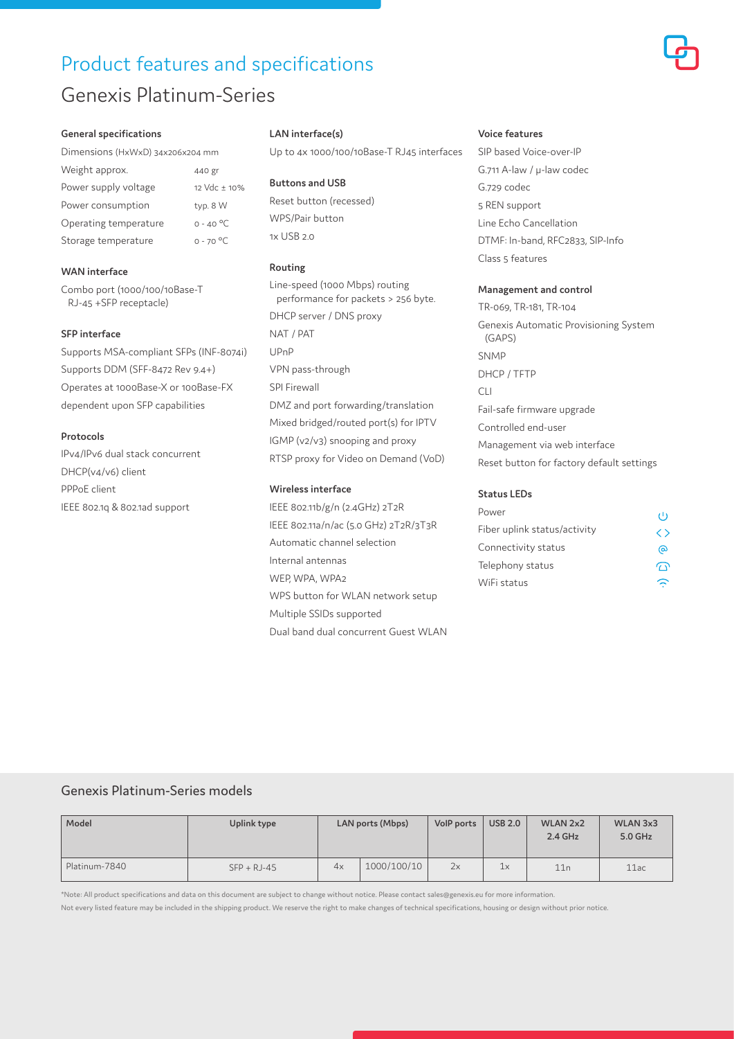# Product features and specifications

## Genexis Platinum-Series

### General specifications

| | |
|---|---|
| Dimensions (HxWxD) 34x206x204 mm | |
| Weight approx. | 440 gr |
| Power supply voltage | 12 Vdc ± 10% |
| Power consumption | typ. 8 W |
| Operating temperature | 0 - 40 °C |
| Storage temperature | 0 - 70 °C |

### WAN interface

Combo port (1000/100/10Base-T RJ-45 +SFP receptacle)

### SFP interface

Supports MSA-compliant SFPs (INF-8074i)
Supports DDM (SFF-8472 Rev 9.4+)
Operates at 1000Base-X or 100Base-FX dependent upon SFP capabilities

### Protocols

IPv4/IPv6 dual stack concurrent
DHCP(v4/v6) client
PPPoE client
IEEE 802.1q & 802.1ad support

### LAN interface(s)

Up to 4x 1000/100/10Base-T RJ45 interfaces

### Buttons and USB

Reset button (recessed)
WPS/Pair button
1x USB 2.0

### Routing

Line-speed (1000 Mbps) routing performance for packets > 256 byte.
DHCP server / DNS proxy
NAT / PAT
UPnP
VPN pass-through
SPI Firewall
DMZ and port forwarding/translation
Mixed bridged/routed port(s) for IPTV
IGMP (v2/v3) snooping and proxy
RTSP proxy for Video on Demand (VoD)

### Wireless interface

IEEE 802.11b/g/n (2.4GHz) 2T2R
IEEE 802.11a/n/ac (5.0 GHz) 2T2R/3T3R
Automatic channel selection
Internal antennas
WEP, WPA, WPA2
WPS button for WLAN network setup
Multiple SSIDs supported
Dual band dual concurrent Guest WLAN

### Voice features

SIP based Voice-over-IP
G.711 A-law / µ-law codec
G.729 codec
5 REN support
Line Echo Cancellation
DTMF: In-band, RFC2833, SIP-Info
Class 5 features

### Management and control

TR-069, TR-181, TR-104
Genexis Automatic Provisioning System (GAPS)
SNMP
DHCP / TFTP
CLI
Fail-safe firmware upgrade
Controlled end-user
Management via web interface
Reset button for factory default settings

### Status LEDs

Power
Fiber uplink status/activity
Connectivity status
Telephony status
WiFi status

## Genexis Platinum-Series models

| Model | Uplink type | LAN ports (Mbps) | | VoIP ports | USB 2.0 | WLAN 2x2 2.4 GHz | WLAN 3x3 5.0 GHz |
|---|---|---|---|---|---|---|---|
| Platinum-7840 | SFP + RJ-45 | 4x | 1000/100/10 | 2x | 1x | 11n | 11ac |

*Note: All product specifications and data on this document are subject to change without notice. Please contact sales@genexis.eu for more information.

Not every listed feature may be included in the shipping product. We reserve the right to make changes of technical specifications, housing or design without prior notice.